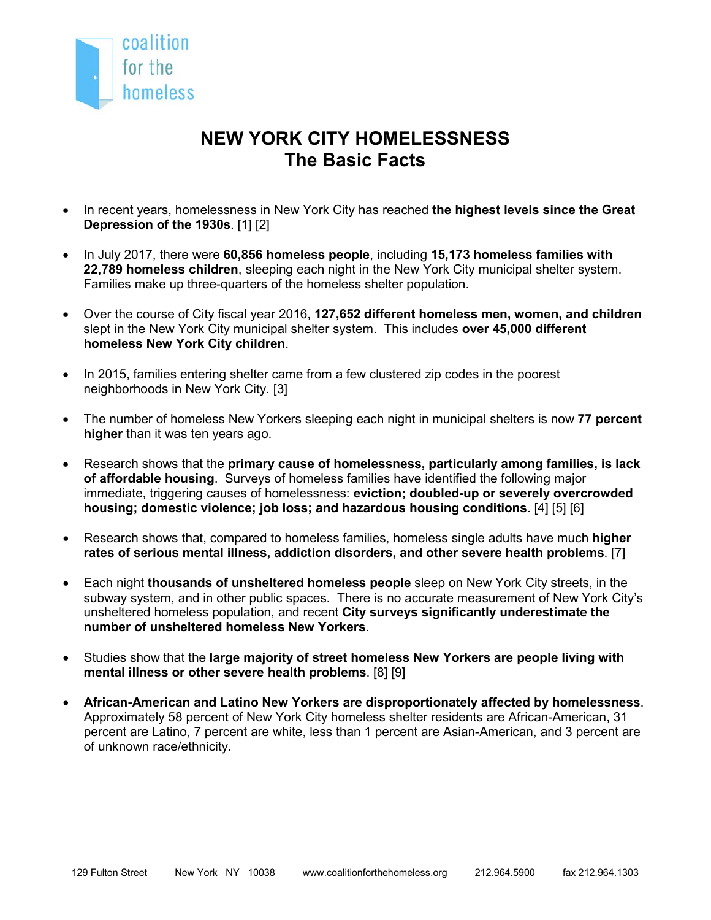coalition for the homeless

# NEW YORK CITY HOMELESSNESS
## The Basic Facts

- In recent years, homelessness in New York City has reached **the highest levels since the Great Depression of the 1930s**. [1] [2]
- In July 2017, there were **60,856 homeless people**, including **15,173 homeless families with 22,789 homeless children**, sleeping each night in the New York City municipal shelter system. Families make up three-quarters of the homeless shelter population.
- Over the course of City fiscal year 2016, **127,652 different homeless men, women, and children** slept in the New York City municipal shelter system. This includes **over 45,000 different homeless New York City children**.
- In 2015, families entering shelter came from a few clustered zip codes in the poorest neighborhoods in New York City. [3]
- The number of homeless New Yorkers sleeping each night in municipal shelters is now **77 percent higher** than it was ten years ago.
- Research shows that the **primary cause of homelessness, particularly among families, is lack of affordable housing**. Surveys of homeless families have identified the following major immediate, triggering causes of homelessness: **eviction; doubled-up or severely overcrowded housing; domestic violence; job loss; and hazardous housing conditions**. [4] [5] [6]
- Research shows that, compared to homeless families, homeless single adults have much **higher rates of serious mental illness, addiction disorders, and other severe health problems**. [7]
- Each night **thousands of unsheltered homeless people** sleep on New York City streets, in the subway system, and in other public spaces. There is no accurate measurement of New York City's unsheltered homeless population, and recent **City surveys significantly underestimate the number of unsheltered homeless New Yorkers**.
- Studies show that the **large majority of street homeless New Yorkers are people living with mental illness or other severe health problems**. [8] [9]
- **African-American and Latino New Yorkers are disproportionately affected by homelessness**. Approximately 58 percent of New York City homeless shelter residents are African-American, 31 percent are Latino, 7 percent are white, less than 1 percent are Asian-American, and 3 percent are of unknown race/ethnicity.

129 Fulton Street New York NY 10038 www.coalitionforthehomeless.org 212.964.5900 fax 212.964.1303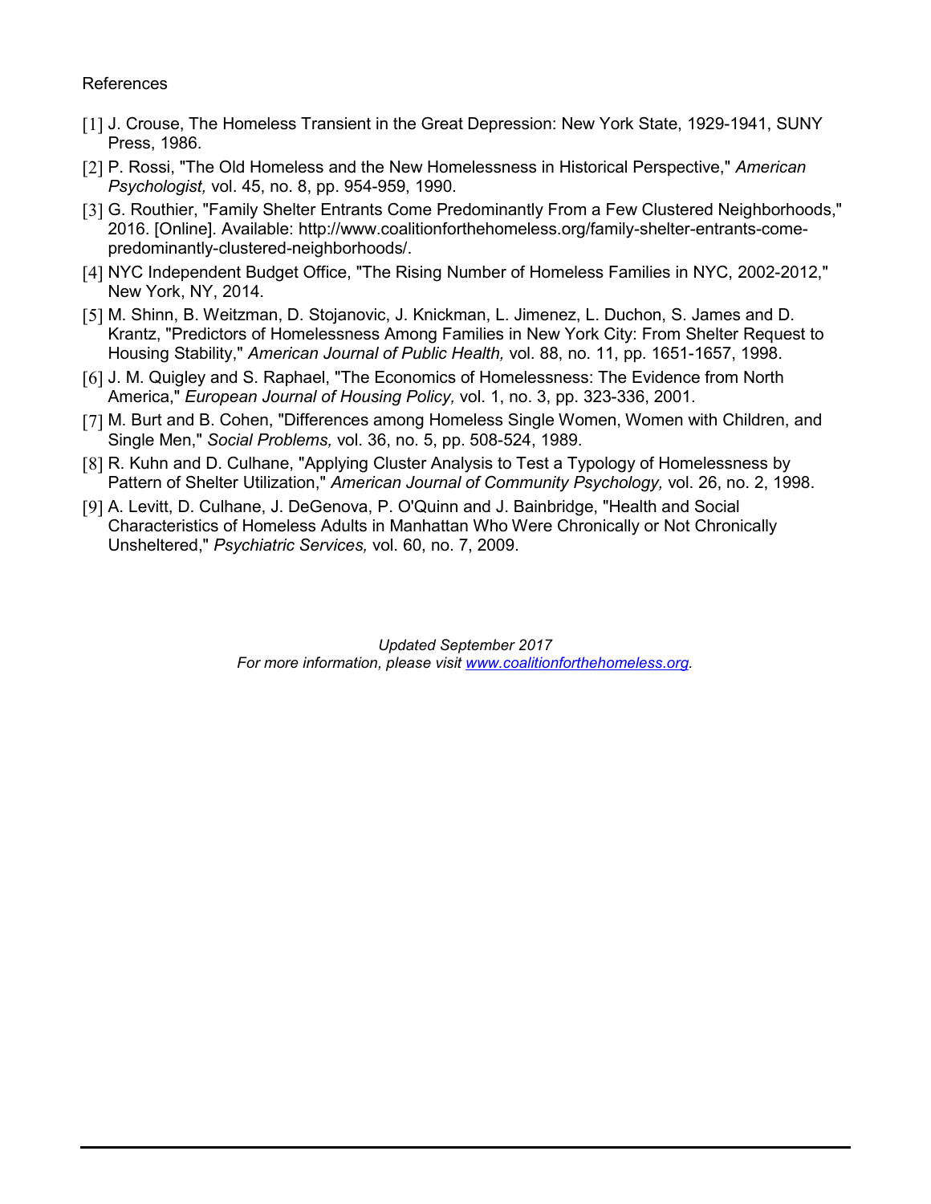References

[1] J. Crouse, The Homeless Transient in the Great Depression: New York State, 1929-1941, SUNY Press, 1986.

[2] P. Rossi, "The Old Homeless and the New Homelessness in Historical Perspective," *American Psychologist,* vol. 45, no. 8, pp. 954-959, 1990.

[3] G. Routhier, "Family Shelter Entrants Come Predominantly From a Few Clustered Neighborhoods," 2016. [Online]. Available: http://www.coalitionforthehomeless.org/family-shelter-entrants-come-predominantly-clustered-neighborhoods/.

[4] NYC Independent Budget Office, "The Rising Number of Homeless Families in NYC, 2002-2012," New York, NY, 2014.

[5] M. Shinn, B. Weitzman, D. Stojanovic, J. Knickman, L. Jimenez, L. Duchon, S. James and D. Krantz, "Predictors of Homelessness Among Families in New York City: From Shelter Request to Housing Stability," *American Journal of Public Health,* vol. 88, no. 11, pp. 1651-1657, 1998.

[6] J. M. Quigley and S. Raphael, "The Economics of Homelessness: The Evidence from North America," *European Journal of Housing Policy,* vol. 1, no. 3, pp. 323-336, 2001.

[7] M. Burt and B. Cohen, "Differences among Homeless Single Women, Women with Children, and Single Men," *Social Problems,* vol. 36, no. 5, pp. 508-524, 1989.

[8] R. Kuhn and D. Culhane, "Applying Cluster Analysis to Test a Typology of Homelessness by Pattern of Shelter Utilization," *American Journal of Community Psychology,* vol. 26, no. 2, 1998.

[9] A. Levitt, D. Culhane, J. DeGenova, P. O'Quinn and J. Bainbridge, "Health and Social Characteristics of Homeless Adults in Manhattan Who Were Chronically or Not Chronically Unsheltered," *Psychiatric Services,* vol. 60, no. 7, 2009.

*Updated September 2017*
*For more information, please visit [www.coalitionforthehomeless.org](http://www.coalitionforthehomeless.org).*